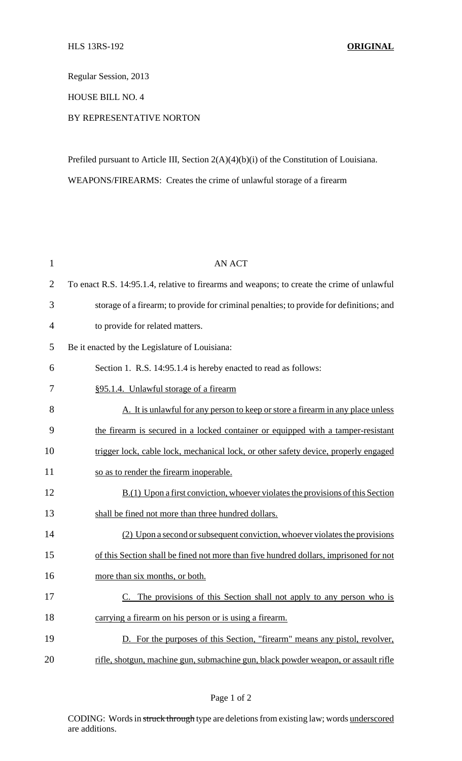HLS 13RS-192 **ORIGINAL**

Regular Session, 2013

HOUSE BILL NO. 4

BY REPRESENTATIVE NORTON

Prefiled pursuant to Article III, Section 2(A)(4)(b)(i) of the Constitution of Louisiana.

WEAPONS/FIREARMS: Creates the crime of unlawful storage of a firearm

AN ACT

To enact R.S. 14:95.1.4, relative to firearms and weapons; to create the crime of unlawful storage of a firearm; to provide for criminal penalties; to provide for definitions; and to provide for related matters.

Be it enacted by the Legislature of Louisiana:

Section 1. R.S. 14:95.1.4 is hereby enacted to read as follows:

§95.1.4. Unlawful storage of a firearm

A. It is unlawful for any person to keep or store a firearm in any place unless the firearm is secured in a locked container or equipped with a tamper-resistant trigger lock, cable lock, mechanical lock, or other safety device, properly engaged so as to render the firearm inoperable.

B.(1) Upon a first conviction, whoever violates the provisions of this Section shall be fined not more than three hundred dollars.

(2) Upon a second or subsequent conviction, whoever violates the provisions of this Section shall be fined not more than five hundred dollars, imprisoned for not more than six months, or both.

C. The provisions of this Section shall not apply to any person who is carrying a firearm on his person or is using a firearm.

D. For the purposes of this Section, "firearm" means any pistol, revolver, rifle, shotgun, machine gun, submachine gun, black powder weapon, or assault rifle

CODING: Words in ~~struck through~~ type are deletions from existing law; words underscored are additions.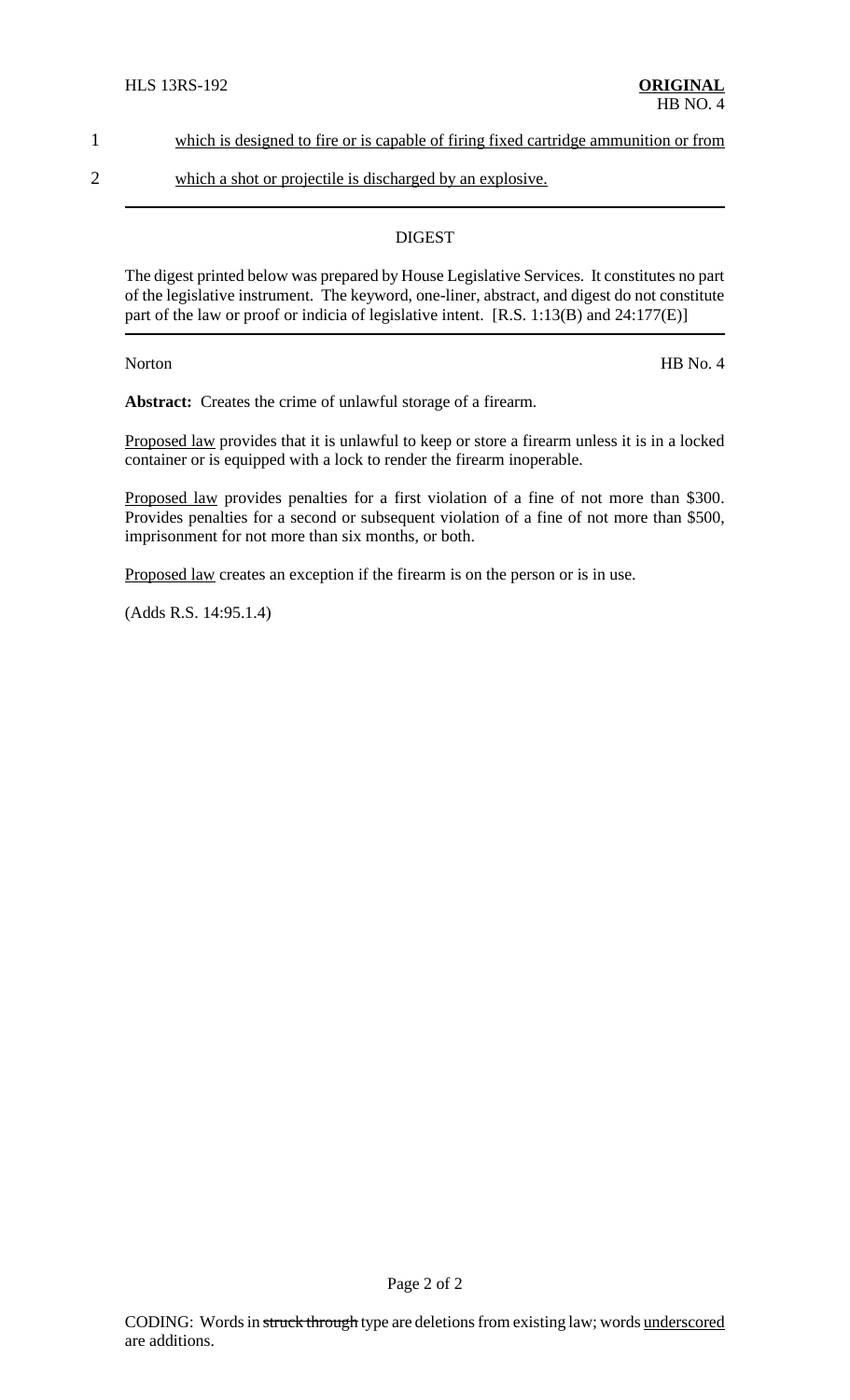1 which is designed to fire or is capable of firing fixed cartridge ammunition or from

2 which a shot or projectile is discharged by an explosive.

---

DIGEST

The digest printed below was prepared by House Legislative Services. It constitutes no part of the legislative instrument. The keyword, one-liner, abstract, and digest do not constitute part of the law or proof or indicia of legislative intent. [R.S. 1:13(B) and 24:177(E)]

---

Norton HB No. 4

**Abstract:** Creates the crime of unlawful storage of a firearm.

Proposed law provides that it is unlawful to keep or store a firearm unless it is in a locked container or is equipped with a lock to render the firearm inoperable.

Proposed law provides penalties for a first violation of a fine of not more than \$300. Provides penalties for a second or subsequent violation of a fine of not more than \$500, imprisonment for not more than six months, or both.

Proposed law creates an exception if the firearm is on the person or is in use.

(Adds R.S. 14:95.1.4)

CODING: Words in ~~struck through~~ type are deletions from existing law; words underscored are additions.